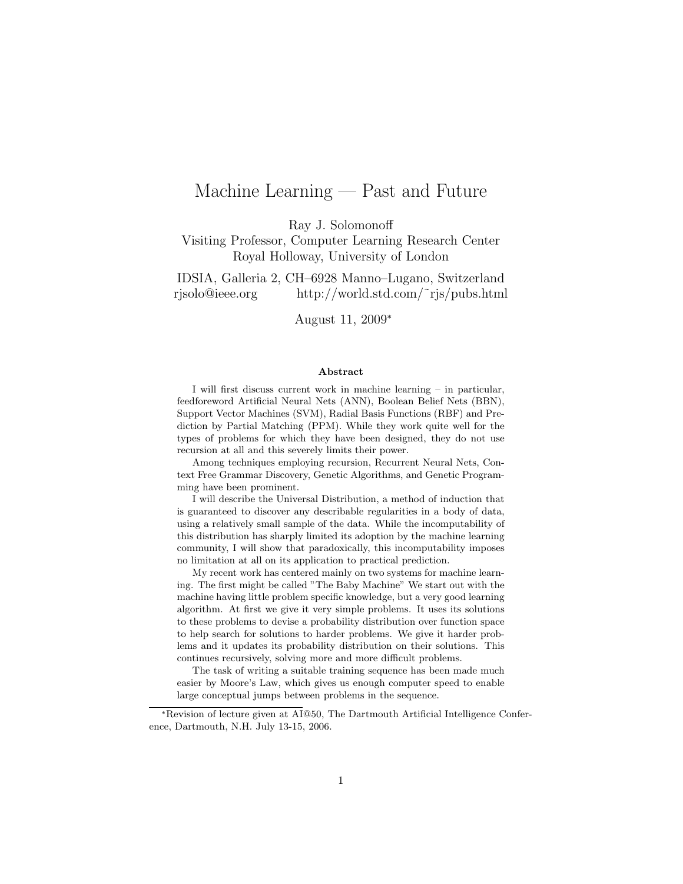# Machine Learning — Past and Future

Ray J. Solomonoff
Visiting Professor, Computer Learning Research Center
Royal Holloway, University of London

IDSIA, Galleria 2, CH–6928 Manno–Lugano, Switzerland
rjsolo@ieee.org http://world.std.com/~rjs/pubs.html

August 11, 2009*

### Abstract

I will first discuss current work in machine learning – in particular, feedforeword Artificial Neural Nets (ANN), Boolean Belief Nets (BBN), Support Vector Machines (SVM), Radial Basis Functions (RBF) and Prediction by Partial Matching (PPM). While they work quite well for the types of problems for which they have been designed, they do not use recursion at all and this severely limits their power.

Among techniques employing recursion, Recurrent Neural Nets, Context Free Grammar Discovery, Genetic Algorithms, and Genetic Programming have been prominent.

I will describe the Universal Distribution, a method of induction that is guaranteed to discover any describable regularities in a body of data, using a relatively small sample of the data. While the incomputability of this distribution has sharply limited its adoption by the machine learning community, I will show that paradoxically, this incomputability imposes no limitation at all on its application to practical prediction.

My recent work has centered mainly on two systems for machine learning. The first might be called "The Baby Machine" We start out with the machine having little problem specific knowledge, but a very good learning algorithm. At first we give it very simple problems. It uses its solutions to these problems to devise a probability distribution over function space to help search for solutions to harder problems. We give it harder problems and it updates its probability distribution on their solutions. This continues recursively, solving more and more difficult problems.

The task of writing a suitable training sequence has been made much easier by Moore's Law, which gives us enough computer speed to enable large conceptual jumps between problems in the sequence.

*Revision of lecture given at AI@50, The Dartmouth Artificial Intelligence Conference, Dartmouth, N.H. July 13-15, 2006.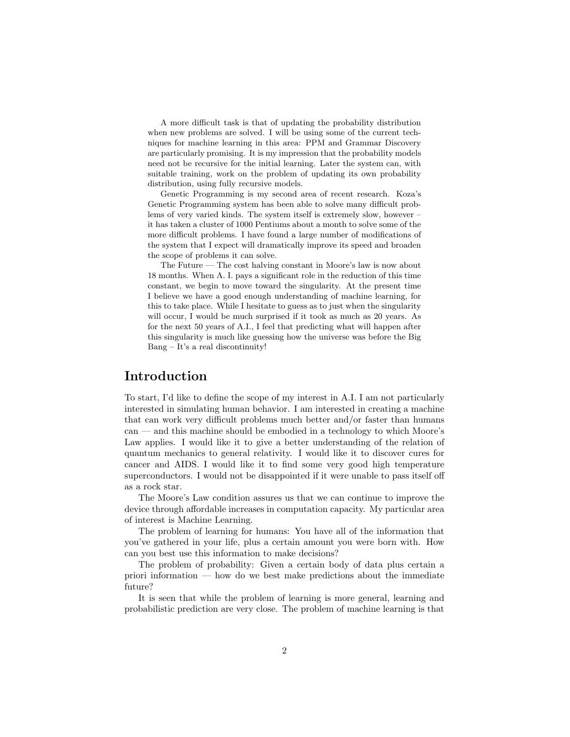A more difficult task is that of updating the probability distribution when new problems are solved. I will be using some of the current techniques for machine learning in this area: PPM and Grammar Discovery are particularly promising. It is my impression that the probability models need not be recursive for the initial learning. Later the system can, with suitable training, work on the problem of updating its own probability distribution, using fully recursive models.

Genetic Programming is my second area of recent research. Koza's Genetic Programming system has been able to solve many difficult problems of very varied kinds. The system itself is extremely slow, however – it has taken a cluster of 1000 Pentiums about a month to solve some of the more difficult problems. I have found a large number of modifications of the system that I expect will dramatically improve its speed and broaden the scope of problems it can solve.

The Future — The cost halving constant in Moore's law is now about 18 months. When A. I. pays a significant role in the reduction of this time constant, we begin to move toward the singularity. At the present time I believe we have a good enough understanding of machine learning, for this to take place. While I hesitate to guess as to just when the singularity will occur, I would be much surprised if it took as much as 20 years. As for the next 50 years of A.I., I feel that predicting what will happen after this singularity is much like guessing how the universe was before the Big Bang – It's a real discontinuity!

## Introduction

To start, I'd like to define the scope of my interest in A.I. I am not particularly interested in simulating human behavior. I am interested in creating a machine that can work very difficult problems much better and/or faster than humans can — and this machine should be embodied in a technology to which Moore's Law applies. I would like it to give a better understanding of the relation of quantum mechanics to general relativity. I would like it to discover cures for cancer and AIDS. I would like it to find some very good high temperature superconductors. I would not be disappointed if it were unable to pass itself off as a rock star.

The Moore's Law condition assures us that we can continue to improve the device through affordable increases in computation capacity. My particular area of interest is Machine Learning.

The problem of learning for humans: You have all of the information that you've gathered in your life, plus a certain amount you were born with. How can you best use this information to make decisions?

The problem of probability: Given a certain body of data plus certain a priori information — how do we best make predictions about the immediate future?

It is seen that while the problem of learning is more general, learning and probabilistic prediction are very close. The problem of machine learning is that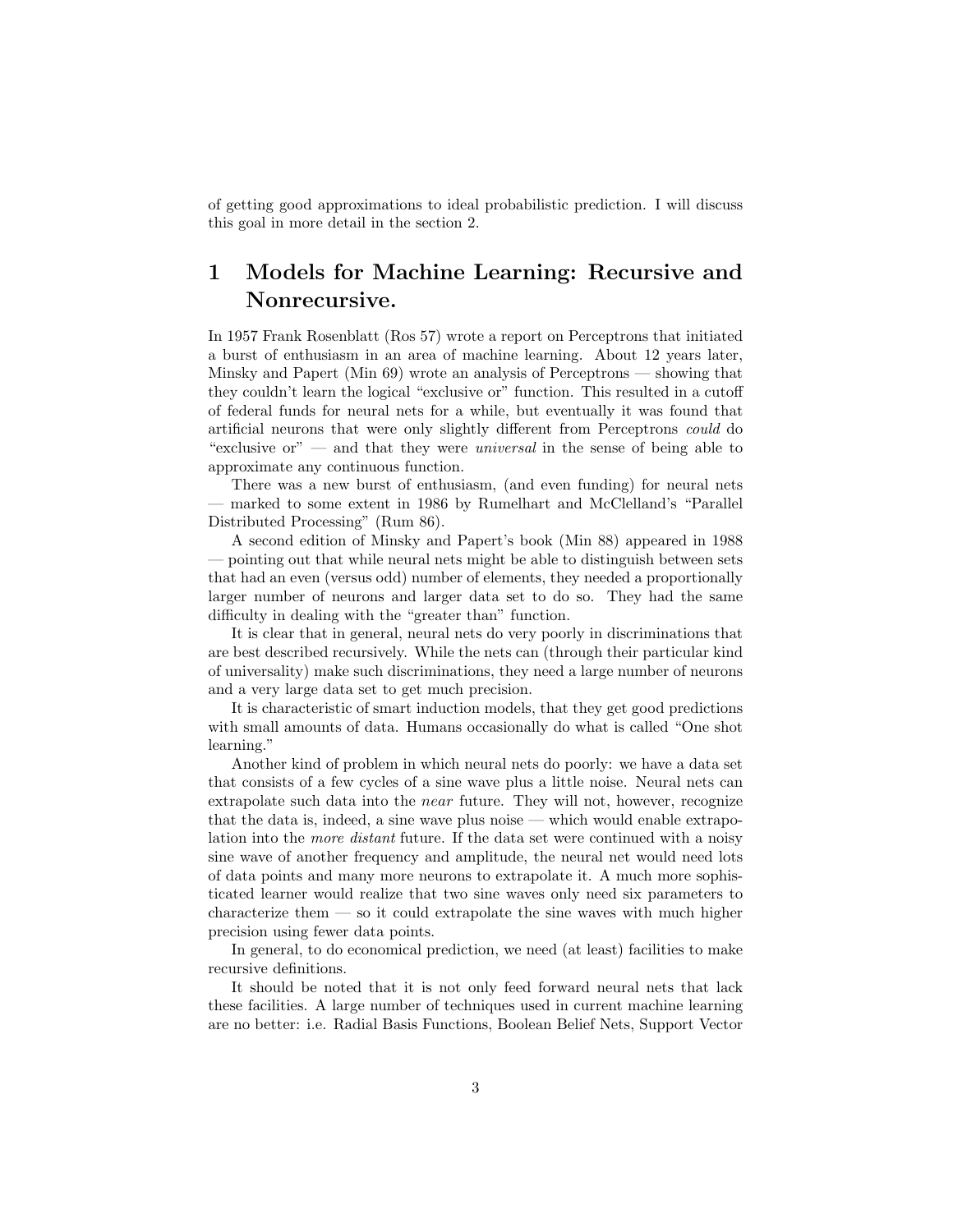of getting good approximations to ideal probabilistic prediction. I will discuss this goal in more detail in the section 2.

# 1 Models for Machine Learning: Recursive and Nonrecursive.

In 1957 Frank Rosenblatt (Ros 57) wrote a report on Perceptrons that initiated a burst of enthusiasm in an area of machine learning. About 12 years later, Minsky and Papert (Min 69) wrote an analysis of Perceptrons — showing that they couldn't learn the logical "exclusive or" function. This resulted in a cutoff of federal funds for neural nets for a while, but eventually it was found that artificial neurons that were only slightly different from Perceptrons *could* do "exclusive or" — and that they were *universal* in the sense of being able to approximate any continuous function.

There was a new burst of enthusiasm, (and even funding) for neural nets — marked to some extent in 1986 by Rumelhart and McClelland's "Parallel Distributed Processing" (Rum 86).

A second edition of Minsky and Papert's book (Min 88) appeared in 1988 — pointing out that while neural nets might be able to distinguish between sets that had an even (versus odd) number of elements, they needed a proportionally larger number of neurons and larger data set to do so. They had the same difficulty in dealing with the "greater than" function.

It is clear that in general, neural nets do very poorly in discriminations that are best described recursively. While the nets can (through their particular kind of universality) make such discriminations, they need a large number of neurons and a very large data set to get much precision.

It is characteristic of smart induction models, that they get good predictions with small amounts of data. Humans occasionally do what is called "One shot learning."

Another kind of problem in which neural nets do poorly: we have a data set that consists of a few cycles of a sine wave plus a little noise. Neural nets can extrapolate such data into the *near* future. They will not, however, recognize that the data is, indeed, a sine wave plus noise — which would enable extrapolation into the *more distant* future. If the data set were continued with a noisy sine wave of another frequency and amplitude, the neural net would need lots of data points and many more neurons to extrapolate it. A much more sophisticated learner would realize that two sine waves only need six parameters to characterize them — so it could extrapolate the sine waves with much higher precision using fewer data points.

In general, to do economical prediction, we need (at least) facilities to make recursive definitions.

It should be noted that it is not only feed forward neural nets that lack these facilities. A large number of techniques used in current machine learning are no better: i.e. Radial Basis Functions, Boolean Belief Nets, Support Vector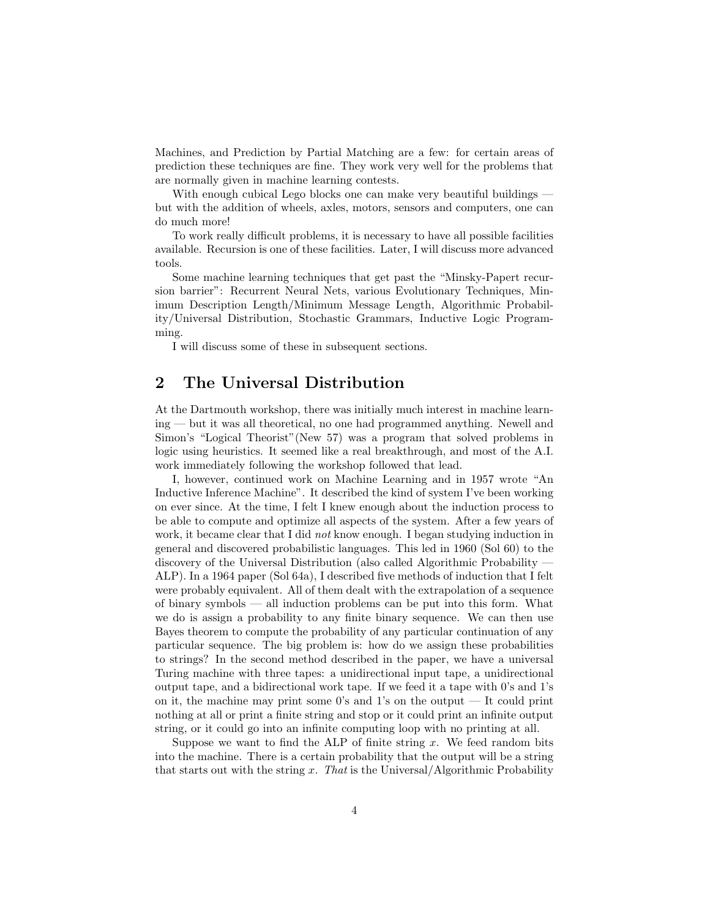Machines, and Prediction by Partial Matching are a few: for certain areas of prediction these techniques are fine. They work very well for the problems that are normally given in machine learning contests.

With enough cubical Lego blocks one can make very beautiful buildings — but with the addition of wheels, axles, motors, sensors and computers, one can do much more!

To work really difficult problems, it is necessary to have all possible facilities available. Recursion is one of these facilities. Later, I will discuss more advanced tools.

Some machine learning techniques that get past the "Minsky-Papert recursion barrier": Recurrent Neural Nets, various Evolutionary Techniques, Minimum Description Length/Minimum Message Length, Algorithmic Probability/Universal Distribution, Stochastic Grammars, Inductive Logic Programming.

I will discuss some of these in subsequent sections.

## 2 The Universal Distribution

At the Dartmouth workshop, there was initially much interest in machine learning — but it was all theoretical, no one had programmed anything. Newell and Simon's "Logical Theorist"(New 57) was a program that solved problems in logic using heuristics. It seemed like a real breakthrough, and most of the A.I. work immediately following the workshop followed that lead.

I, however, continued work on Machine Learning and in 1957 wrote "An Inductive Inference Machine". It described the kind of system I've been working on ever since. At the time, I felt I knew enough about the induction process to be able to compute and optimize all aspects of the system. After a few years of work, it became clear that I did *not* know enough. I began studying induction in general and discovered probabilistic languages. This led in 1960 (Sol 60) to the discovery of the Universal Distribution (also called Algorithmic Probability — ALP). In a 1964 paper (Sol 64a), I described five methods of induction that I felt were probably equivalent. All of them dealt with the extrapolation of a sequence of binary symbols — all induction problems can be put into this form. What we do is assign a probability to any finite binary sequence. We can then use Bayes theorem to compute the probability of any particular continuation of any particular sequence. The big problem is: how do we assign these probabilities to strings? In the second method described in the paper, we have a universal Turing machine with three tapes: a unidirectional input tape, a unidirectional output tape, and a bidirectional work tape. If we feed it a tape with 0's and 1's on it, the machine may print some 0's and 1's on the output — It could print nothing at all or print a finite string and stop or it could print an infinite output string, or it could go into an infinite computing loop with no printing at all.

Suppose we want to find the ALP of finite string $x$. We feed random bits into the machine. There is a certain probability that the output will be a string that starts out with the string $x$. *That* is the Universal/Algorithmic Probability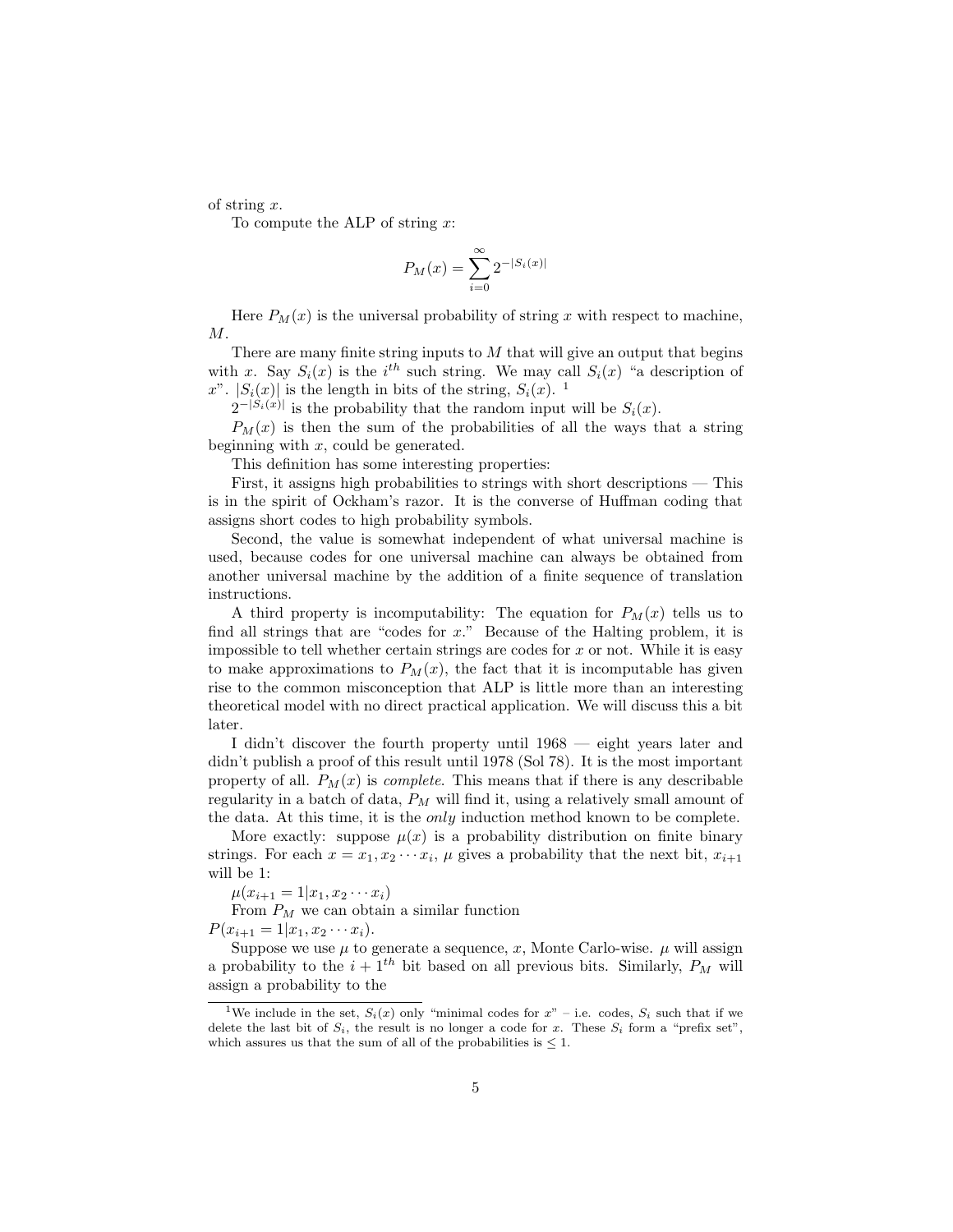of string $x$.

To compute the ALP of string $x$:

$$P_M(x) = \sum_{i=0}^{\infty} 2^{-|S_i(x)|}$$

Here $P_M(x)$ is the universal probability of string $x$ with respect to machine, $M$.

There are many finite string inputs to $M$ that will give an output that begins with $x$. Say $S_i(x)$ is the $i^{th}$ such string. We may call $S_i(x)$ "a description of $x$". $|S_i(x)|$ is the length in bits of the string, $S_i(x)$. [1]

$2^{-|S_i(x)|}$ is the probability that the random input will be $S_i(x)$.

$P_M(x)$ is then the sum of the probabilities of all the ways that a string beginning with $x$, could be generated.

This definition has some interesting properties:

First, it assigns high probabilities to strings with short descriptions — This is in the spirit of Ockham's razor. It is the converse of Huffman coding that assigns short codes to high probability symbols.

Second, the value is somewhat independent of what universal machine is used, because codes for one universal machine can always be obtained from another universal machine by the addition of a finite sequence of translation instructions.

A third property is incomputability: The equation for $P_M(x)$ tells us to find all strings that are "codes for $x$." Because of the Halting problem, it is impossible to tell whether certain strings are codes for $x$ or not. While it is easy to make approximations to $P_M(x)$, the fact that it is incomputable has given rise to the common misconception that ALP is little more than an interesting theoretical model with no direct practical application. We will discuss this a bit later.

I didn't discover the fourth property until 1968 — eight years later and didn't publish a proof of this result until 1978 (Sol 78). It is the most important property of all. $P_M(x)$ is *complete*. This means that if there is any describable regularity in a batch of data, $P_M$ will find it, using a relatively small amount of the data. At this time, it is the *only* induction method known to be complete.

More exactly: suppose $\mu(x)$ is a probability distribution on finite binary strings. For each $x = x_1, x_2 \cdots x_i$, $\mu$ gives a probability that the next bit, $x_{i+1}$ will be 1:

$\mu(x_{i+1} = 1 | x_1, x_2 \cdots x_i)$

From $P_M$ we can obtain a similar function

$P(x_{i+1} = 1 | x_1, x_2 \cdots x_i)$.

Suppose we use $\mu$ to generate a sequence, $x$, Monte Carlo-wise. $\mu$ will assign a probability to the $i + 1^{th}$ bit based on all previous bits. Similarly, $P_M$ will assign a probability to the

[1] We include in the set, $S_i(x)$ only "minimal codes for $x$" – i.e. codes, $S_i$ such that if we delete the last bit of $S_i$, the result is no longer a code for $x$. These $S_i$ form a "prefix set", which assures us that the sum of all of the probabilities is $\leq 1$.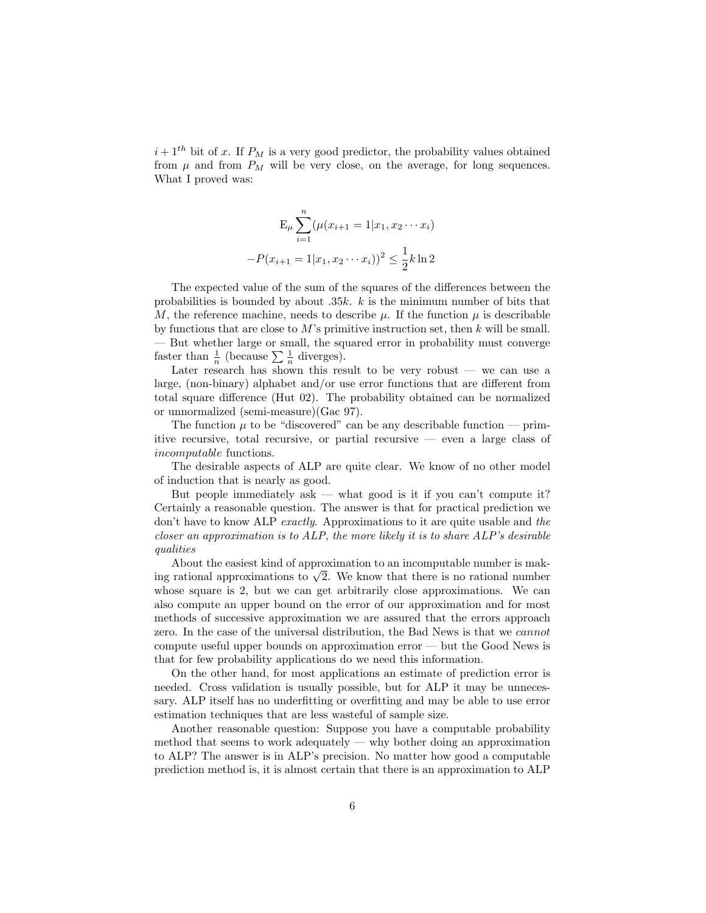$i + 1^{th}$ bit of $x$. If $P_M$ is a very good predictor, the probability values obtained from $\mu$ and from $P_M$ will be very close, on the average, for long sequences. What I proved was:

$$
\begin{gathered}
\mathrm{E}_\mu \sum_{i=1}^{n} (\mu(x_{i+1} = 1 | x_1, x_2 \cdots x_i) \\
- P(x_{i+1} = 1 | x_1, x_2 \cdots x_i))^2 \leq \frac{1}{2} k \ln 2
\end{gathered}
$$

The expected value of the sum of the squares of the differences between the probabilities is bounded by about $.35k$. $k$ is the minimum number of bits that $M$, the reference machine, needs to describe $\mu$. If the function $\mu$ is describable by functions that are close to $M$'s primitive instruction set, then $k$ will be small. — But whether large or small, the squared error in probability must converge faster than $\frac{1}{n}$ (because $\sum \frac{1}{n}$ diverges).

Later research has shown this result to be very robust — we can use a large, (non-binary) alphabet and/or use error functions that are different from total square difference (Hut 02). The probability obtained can be normalized or unnormalized (semi-measure)(Gac 97).

The function $\mu$ to be "discovered" can be any describable function — primitive recursive, total recursive, or partial recursive — even a large class of *incomputable* functions.

The desirable aspects of ALP are quite clear. We know of no other model of induction that is nearly as good.

But people immediately ask — what good is it if you can't compute it? Certainly a reasonable question. The answer is that for practical prediction we don't have to know ALP *exactly*. Approximations to it are quite usable and *the closer an approximation is to ALP, the more likely it is to share ALP's desirable qualities*

About the easiest kind of approximation to an incomputable number is making rational approximations to $\sqrt{2}$. We know that there is no rational number whose square is 2, but we can get arbitrarily close approximations. We can also compute an upper bound on the error of our approximation and for most methods of successive approximation we are assured that the errors approach zero. In the case of the universal distribution, the Bad News is that we *cannot* compute useful upper bounds on approximation error — but the Good News is that for few probability applications do we need this information.

On the other hand, for most applications an estimate of prediction error is needed. Cross validation is usually possible, but for ALP it may be unnecessary. ALP itself has no underfitting or overfitting and may be able to use error estimation techniques that are less wasteful of sample size.

Another reasonable question: Suppose you have a computable probability method that seems to work adequately — why bother doing an approximation to ALP? The answer is in ALP's precision. No matter how good a computable prediction method is, it is almost certain that there is an approximation to ALP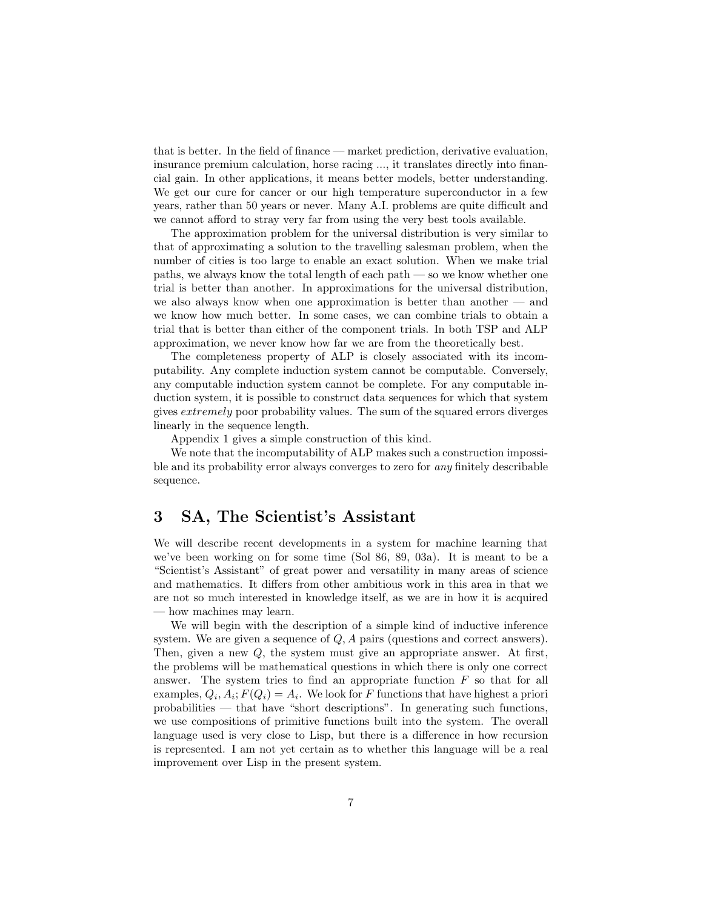that is better. In the field of finance — market prediction, derivative evaluation, insurance premium calculation, horse racing ..., it translates directly into financial gain. In other applications, it means better models, better understanding. We get our cure for cancer or our high temperature superconductor in a few years, rather than 50 years or never. Many A.I. problems are quite difficult and we cannot afford to stray very far from using the very best tools available.

The approximation problem for the universal distribution is very similar to that of approximating a solution to the travelling salesman problem, when the number of cities is too large to enable an exact solution. When we make trial paths, we always know the total length of each path — so we know whether one trial is better than another. In approximations for the universal distribution, we also always know when one approximation is better than another — and we know how much better. In some cases, we can combine trials to obtain a trial that is better than either of the component trials. In both TSP and ALP approximation, we never know how far we are from the theoretically best.

The completeness property of ALP is closely associated with its incomputability. Any complete induction system cannot be computable. Conversely, any computable induction system cannot be complete. For any computable induction system, it is possible to construct data sequences for which that system gives *extremely* poor probability values. The sum of the squared errors diverges linearly in the sequence length.

Appendix 1 gives a simple construction of this kind.

We note that the incomputability of ALP makes such a construction impossible and its probability error always converges to zero for *any* finitely describable sequence.

## 3 SA, The Scientist's Assistant

We will describe recent developments in a system for machine learning that we've been working on for some time (Sol 86, 89, 03a). It is meant to be a "Scientist's Assistant" of great power and versatility in many areas of science and mathematics. It differs from other ambitious work in this area in that we are not so much interested in knowledge itself, as we are in how it is acquired — how machines may learn.

We will begin with the description of a simple kind of inductive inference system. We are given a sequence of $Q, A$ pairs (questions and correct answers). Then, given a new $Q$, the system must give an appropriate answer. At first, the problems will be mathematical questions in which there is only one correct answer. The system tries to find an appropriate function $F$ so that for all examples, $Q_i, A_i; F(Q_i) = A_i$. We look for $F$ functions that have highest a priori probabilities — that have "short descriptions". In generating such functions, we use compositions of primitive functions built into the system. The overall language used is very close to Lisp, but there is a difference in how recursion is represented. I am not yet certain as to whether this language will be a real improvement over Lisp in the present system.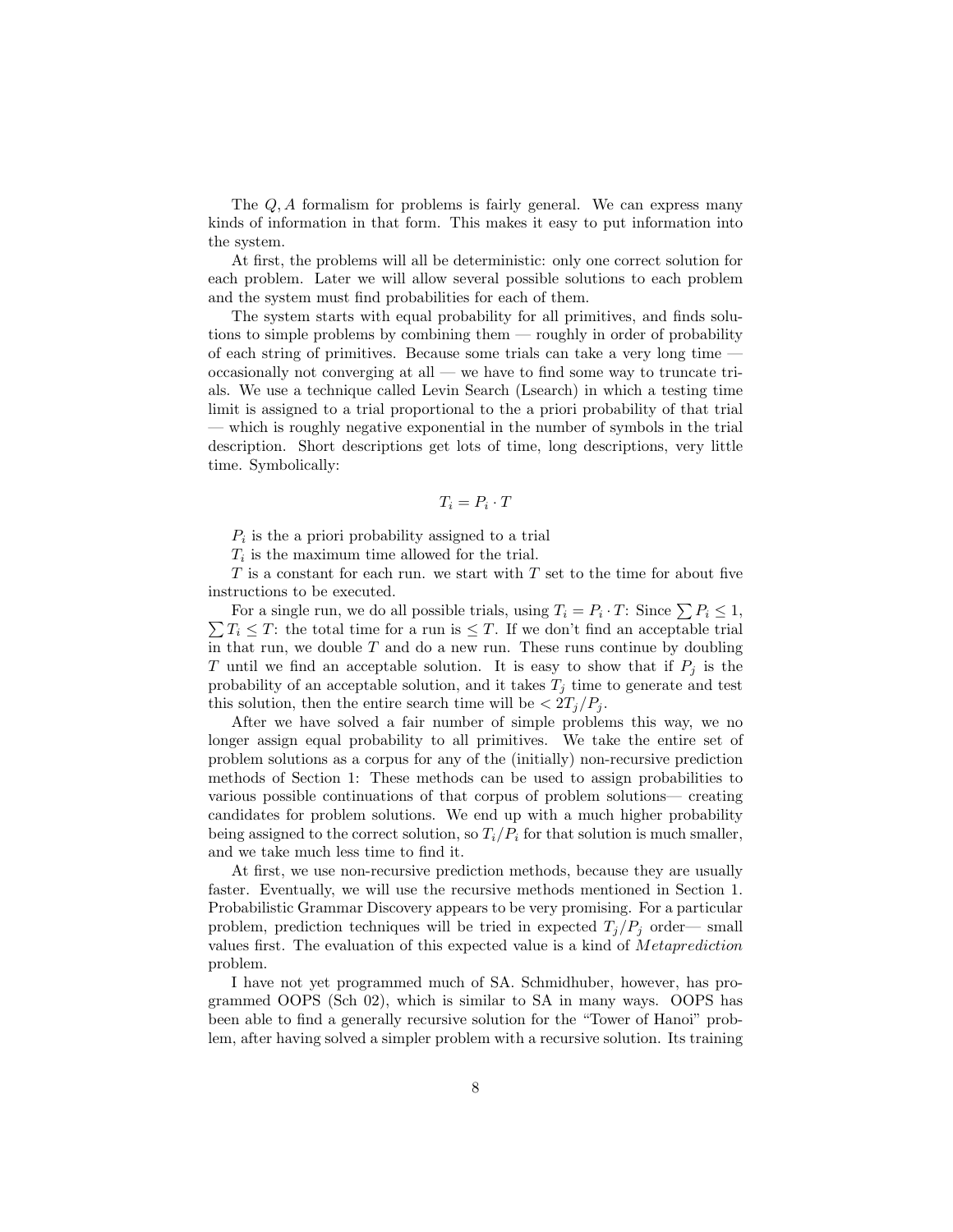The $Q, A$ formalism for problems is fairly general. We can express many kinds of information in that form. This makes it easy to put information into the system.

At first, the problems will all be deterministic: only one correct solution for each problem. Later we will allow several possible solutions to each problem and the system must find probabilities for each of them.

The system starts with equal probability for all primitives, and finds solutions to simple problems by combining them — roughly in order of probability of each string of primitives. Because some trials can take a very long time — occasionally not converging at all — we have to find some way to truncate trials. We use a technique called Levin Search (Lsearch) in which a testing time limit is assigned to a trial proportional to the a priori probability of that trial — which is roughly negative exponential in the number of symbols in the trial description. Short descriptions get lots of time, long descriptions, very little time. Symbolically:

$$T_i = P_i \cdot T$$

$P_i$ is the a priori probability assigned to a trial

$T_i$ is the maximum time allowed for the trial.

$T$ is a constant for each run. we start with $T$ set to the time for about five instructions to be executed.

For a single run, we do all possible trials, using $T_i = P_i \cdot T$: Since $\sum P_i \leq 1$, $\sum T_i \leq T$: the total time for a run is $\leq T$. If we don't find an acceptable trial in that run, we double $T$ and do a new run. These runs continue by doubling $T$ until we find an acceptable solution. It is easy to show that if $P_j$ is the probability of an acceptable solution, and it takes $T_j$ time to generate and test this solution, then the entire search time will be $< 2T_j/P_j$.

After we have solved a fair number of simple problems this way, we no longer assign equal probability to all primitives. We take the entire set of problem solutions as a corpus for any of the (initially) non-recursive prediction methods of Section 1: These methods can be used to assign probabilities to various possible continuations of that corpus of problem solutions— creating candidates for problem solutions. We end up with a much higher probability being assigned to the correct solution, so $T_i/P_i$ for that solution is much smaller, and we take much less time to find it.

At first, we use non-recursive prediction methods, because they are usually faster. Eventually, we will use the recursive methods mentioned in Section 1. Probabilistic Grammar Discovery appears to be very promising. For a particular problem, prediction techniques will be tried in expected $T_j/P_j$ order— small values first. The evaluation of this expected value is a kind of *Metaprediction* problem.

I have not yet programmed much of SA. Schmidhuber, however, has programmed OOPS (Sch 02), which is similar to SA in many ways. OOPS has been able to find a generally recursive solution for the "Tower of Hanoi" problem, after having solved a simpler problem with a recursive solution. Its training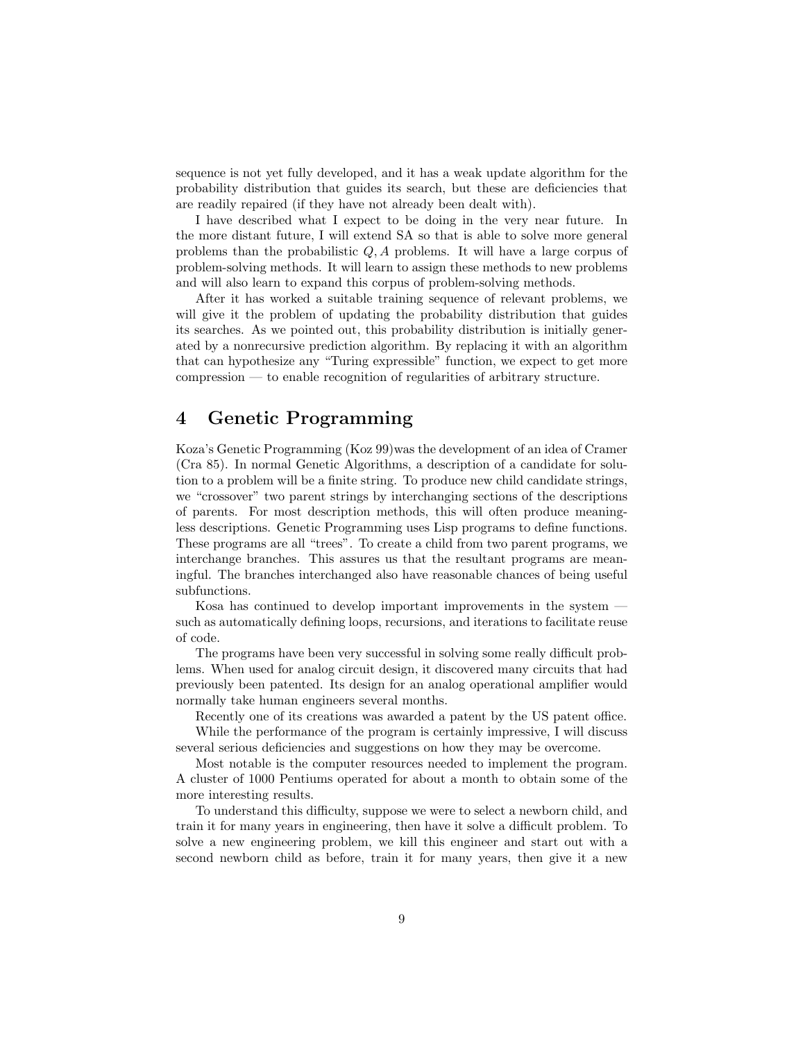sequence is not yet fully developed, and it has a weak update algorithm for the probability distribution that guides its search, but these are deficiencies that are readily repaired (if they have not already been dealt with).

I have described what I expect to be doing in the very near future. In the more distant future, I will extend SA so that is able to solve more general problems than the probabilistic $Q, A$ problems. It will have a large corpus of problem-solving methods. It will learn to assign these methods to new problems and will also learn to expand this corpus of problem-solving methods.

After it has worked a suitable training sequence of relevant problems, we will give it the problem of updating the probability distribution that guides its searches. As we pointed out, this probability distribution is initially generated by a nonrecursive prediction algorithm. By replacing it with an algorithm that can hypothesize any "Turing expressible" function, we expect to get more compression — to enable recognition of regularities of arbitrary structure.

# 4 Genetic Programming

Koza's Genetic Programming (Koz 99)was the development of an idea of Cramer (Cra 85). In normal Genetic Algorithms, a description of a candidate for solution to a problem will be a finite string. To produce new child candidate strings, we "crossover" two parent strings by interchanging sections of the descriptions of parents. For most description methods, this will often produce meaningless descriptions. Genetic Programming uses Lisp programs to define functions. These programs are all "trees". To create a child from two parent programs, we interchange branches. This assures us that the resultant programs are meaningful. The branches interchanged also have reasonable chances of being useful subfunctions.

Kosa has continued to develop important improvements in the system — such as automatically defining loops, recursions, and iterations to facilitate reuse of code.

The programs have been very successful in solving some really difficult problems. When used for analog circuit design, it discovered many circuits that had previously been patented. Its design for an analog operational amplifier would normally take human engineers several months.

Recently one of its creations was awarded a patent by the US patent office.

While the performance of the program is certainly impressive, I will discuss several serious deficiencies and suggestions on how they may be overcome.

Most notable is the computer resources needed to implement the program. A cluster of 1000 Pentiums operated for about a month to obtain some of the more interesting results.

To understand this difficulty, suppose we were to select a newborn child, and train it for many years in engineering, then have it solve a difficult problem. To solve a new engineering problem, we kill this engineer and start out with a second newborn child as before, train it for many years, then give it a new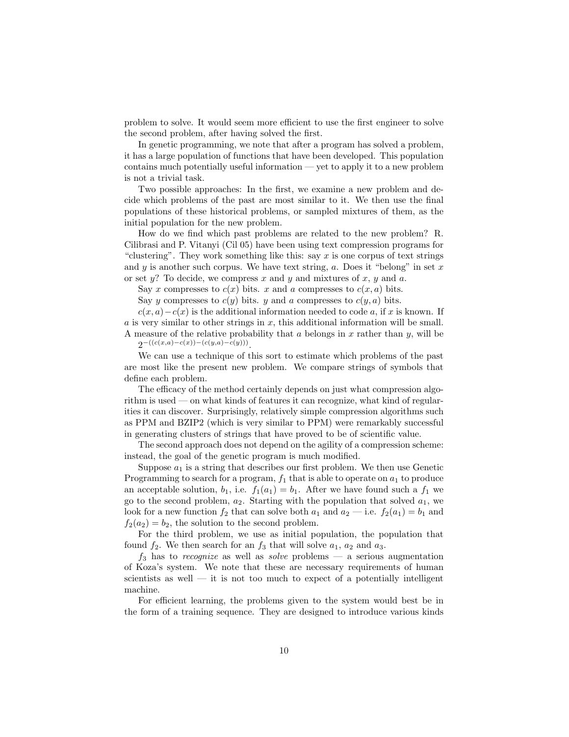problem to solve. It would seem more efficient to use the first engineer to solve the second problem, after having solved the first.

In genetic programming, we note that after a program has solved a problem, it has a large population of functions that have been developed. This population contains much potentially useful information — yet to apply it to a new problem is not a trivial task.

Two possible approaches: In the first, we examine a new problem and decide which problems of the past are most similar to it. We then use the final populations of these historical problems, or sampled mixtures of them, as the initial population for the new problem.

How do we find which past problems are related to the new problem? R. Cilibrasi and P. Vitanyi (Cil 05) have been using text compression programs for "clustering". They work something like this: say $x$ is one corpus of text strings and $y$ is another such corpus. We have text string, $a$. Does it "belong" in set $x$ or set $y$? To decide, we compress $x$ and $y$ and mixtures of $x$, $y$ and $a$.

Say $x$ compresses to $c(x)$ bits. $x$ and $a$ compresses to $c(x, a)$ bits.

Say $y$ compresses to $c(y)$ bits. $y$ and $a$ compresses to $c(y, a)$ bits.

$c(x, a) - c(x)$ is the additional information needed to code $a$, if $x$ is known. If $a$ is very similar to other strings in $x$, this additional information will be small. A measure of the relative probability that $a$ belongs in $x$ rather than $y$, will be $2^{-((c(x,a)-c(x))-(c(y,a)-c(y)))}$.

We can use a technique of this sort to estimate which problems of the past are most like the present new problem. We compare strings of symbols that define each problem.

The efficacy of the method certainly depends on just what compression algorithm is used — on what kinds of features it can recognize, what kind of regularities it can discover. Surprisingly, relatively simple compression algorithms such as PPM and BZIP2 (which is very similar to PPM) were remarkably successful in generating clusters of strings that have proved to be of scientific value.

The second approach does not depend on the agility of a compression scheme: instead, the goal of the genetic program is much modified.

Suppose $a_1$ is a string that describes our first problem. We then use Genetic Programming to search for a program, $f_1$ that is able to operate on $a_1$ to produce an acceptable solution, $b_1$, i.e. $f_1(a_1) = b_1$. After we have found such a $f_1$ we go to the second problem, $a_2$. Starting with the population that solved $a_1$, we look for a new function $f_2$ that can solve both $a_1$ and $a_2$ — i.e. $f_2(a_1) = b_1$ and $f_2(a_2) = b_2$, the solution to the second problem.

For the third problem, we use as initial population, the population that found $f_2$. We then search for an $f_3$ that will solve $a_1$, $a_2$ and $a_3$.

$f_3$ has to *recognize* as well as *solve* problems — a serious augmentation of Koza's system. We note that these are necessary requirements of human scientists as well — it is not too much to expect of a potentially intelligent machine.

For efficient learning, the problems given to the system would best be in the form of a training sequence. They are designed to introduce various kinds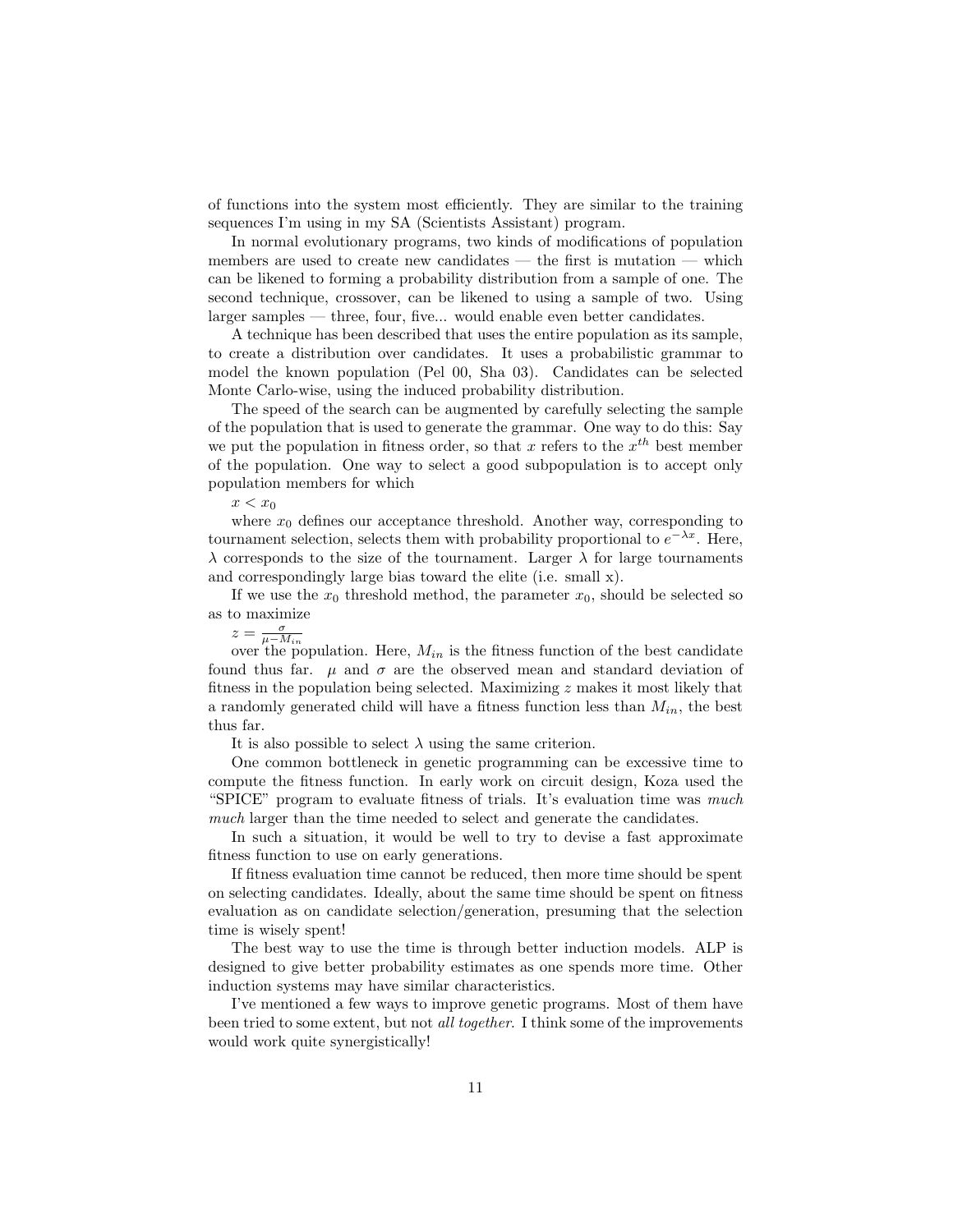of functions into the system most efficiently. They are similar to the training sequences I'm using in my SA (Scientists Assistant) program.

In normal evolutionary programs, two kinds of modifications of population members are used to create new candidates — the first is mutation — which can be likened to forming a probability distribution from a sample of one. The second technique, crossover, can be likened to using a sample of two. Using larger samples — three, four, five... would enable even better candidates.

A technique has been described that uses the entire population as its sample, to create a distribution over candidates. It uses a probabilistic grammar to model the known population (Pel 00, Sha 03). Candidates can be selected Monte Carlo-wise, using the induced probability distribution.

The speed of the search can be augmented by carefully selecting the sample of the population that is used to generate the grammar. One way to do this: Say we put the population in fitness order, so that $x$ refers to the $x^{th}$ best member of the population. One way to select a good subpopulation is to accept only population members for which

$x < x_0$

where $x_0$ defines our acceptance threshold. Another way, corresponding to tournament selection, selects them with probability proportional to $e^{-\lambda x}$. Here, $\lambda$ corresponds to the size of the tournament. Larger $\lambda$ for large tournaments and correspondingly large bias toward the elite (i.e. small x).

If we use the $x_0$ threshold method, the parameter $x_0$, should be selected so as to maximize

$z = \frac{\sigma}{\mu - M_{in}}$

over the population. Here, $M_{in}$ is the fitness function of the best candidate found thus far. $\mu$ and $\sigma$ are the observed mean and standard deviation of fitness in the population being selected. Maximizing $z$ makes it most likely that a randomly generated child will have a fitness function less than $M_{in}$, the best thus far.

It is also possible to select $\lambda$ using the same criterion.

One common bottleneck in genetic programming can be excessive time to compute the fitness function. In early work on circuit design, Koza used the "SPICE" program to evaluate fitness of trials. It's evaluation time was *much much* larger than the time needed to select and generate the candidates.

In such a situation, it would be well to try to devise a fast approximate fitness function to use on early generations.

If fitness evaluation time cannot be reduced, then more time should be spent on selecting candidates. Ideally, about the same time should be spent on fitness evaluation as on candidate selection/generation, presuming that the selection time is wisely spent!

The best way to use the time is through better induction models. ALP is designed to give better probability estimates as one spends more time. Other induction systems may have similar characteristics.

I've mentioned a few ways to improve genetic programs. Most of them have been tried to some extent, but not *all together*. I think some of the improvements would work quite synergistically!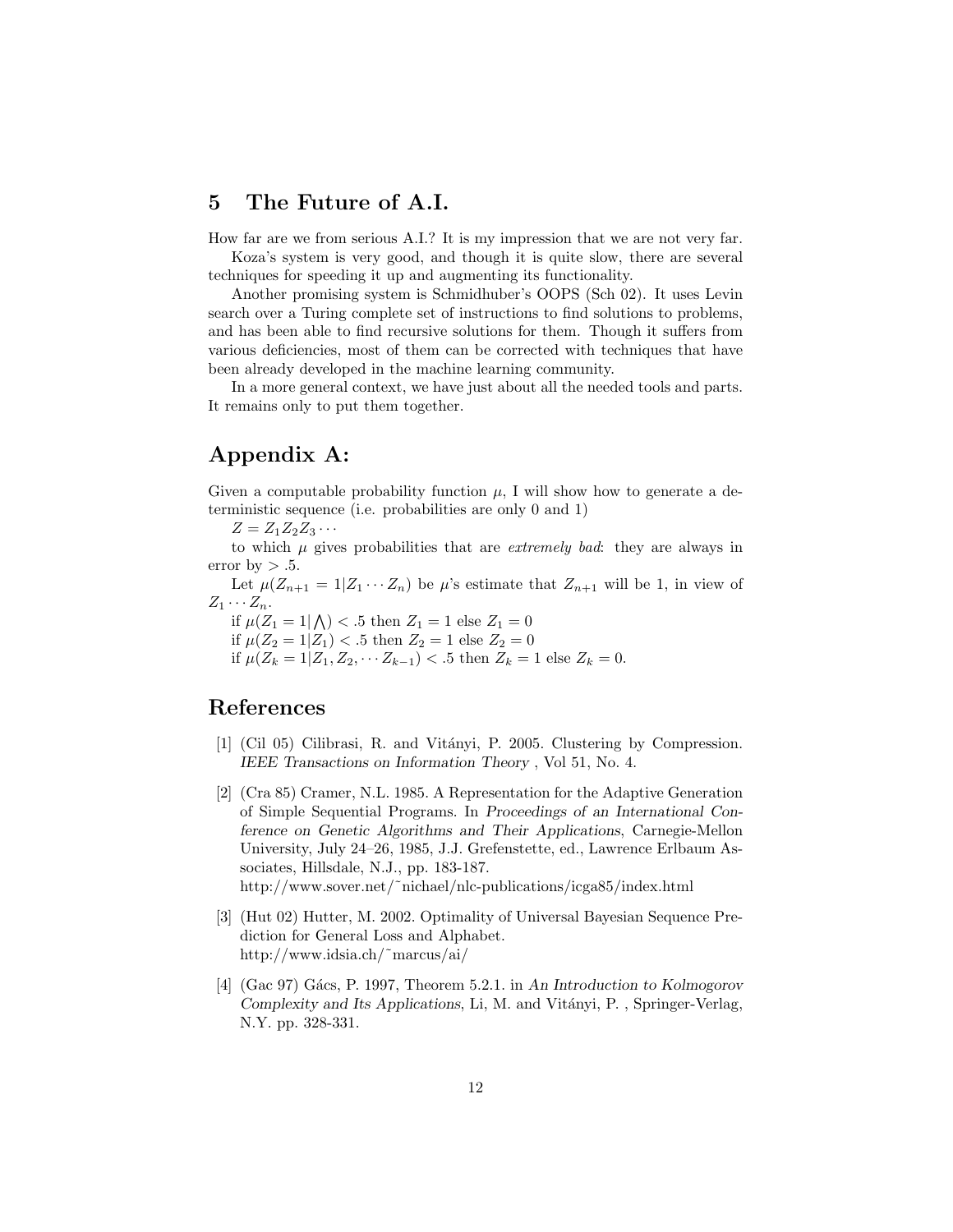# 5 The Future of A.I.

How far are we from serious A.I.? It is my impression that we are not very far.

Koza's system is very good, and though it is quite slow, there are several techniques for speeding it up and augmenting its functionality.

Another promising system is Schmidhuber's OOPS (Sch 02). It uses Levin search over a Turing complete set of instructions to find solutions to problems, and has been able to find recursive solutions for them. Though it suffers from various deficiencies, most of them can be corrected with techniques that have been already developed in the machine learning community.

In a more general context, we have just about all the needed tools and parts. It remains only to put them together.

# Appendix A:

Given a computable probability function $\mu$, I will show how to generate a deterministic sequence (i.e. probabilities are only 0 and 1)

$Z = Z_1 Z_2 Z_3 \cdots$

to which $\mu$ gives probabilities that are *extremely bad*: they are always in error by $> .5$.

Let $\mu(Z_{n+1} = 1 | Z_1 \cdots Z_n)$ be $\mu$'s estimate that $Z_{n+1}$ will be 1, in view of $Z_1 \cdots Z_n$.

if $\mu(Z_1 = 1 | \bigwedge) < .5$ then $Z_1 = 1$ else $Z_1 = 0$

if $\mu(Z_2 = 1 | Z_1) < .5$ then $Z_2 = 1$ else $Z_2 = 0$

if $\mu(Z_k = 1 | Z_1, Z_2, \cdots Z_{k-1}) < .5$ then $Z_k = 1$ else $Z_k = 0$.

# References

[1] (Cil 05) Cilibrasi, R. and Vitányi, P. 2005. Clustering by Compression. *IEEE Transactions on Information Theory* , Vol 51, No. 4.

[2] (Cra 85) Cramer, N.L. 1985. A Representation for the Adaptive Generation of Simple Sequential Programs. In *Proceedings of an International Conference on Genetic Algorithms and Their Applications*, Carnegie-Mellon University, July 24–26, 1985, J.J. Grefenstette, ed., Lawrence Erlbaum Associates, Hillsdale, N.J., pp. 183-187.
http://www.sover.net/~nichael/nlc-publications/icga85/index.html

[3] (Hut 02) Hutter, M. 2002. Optimality of Universal Bayesian Sequence Prediction for General Loss and Alphabet.
http://www.idsia.ch/~marcus/ai/

[4] (Gac 97) Gács, P. 1997, Theorem 5.2.1. in *An Introduction to Kolmogorov Complexity and Its Applications*, Li, M. and Vitányi, P. , Springer-Verlag, N.Y. pp. 328-331.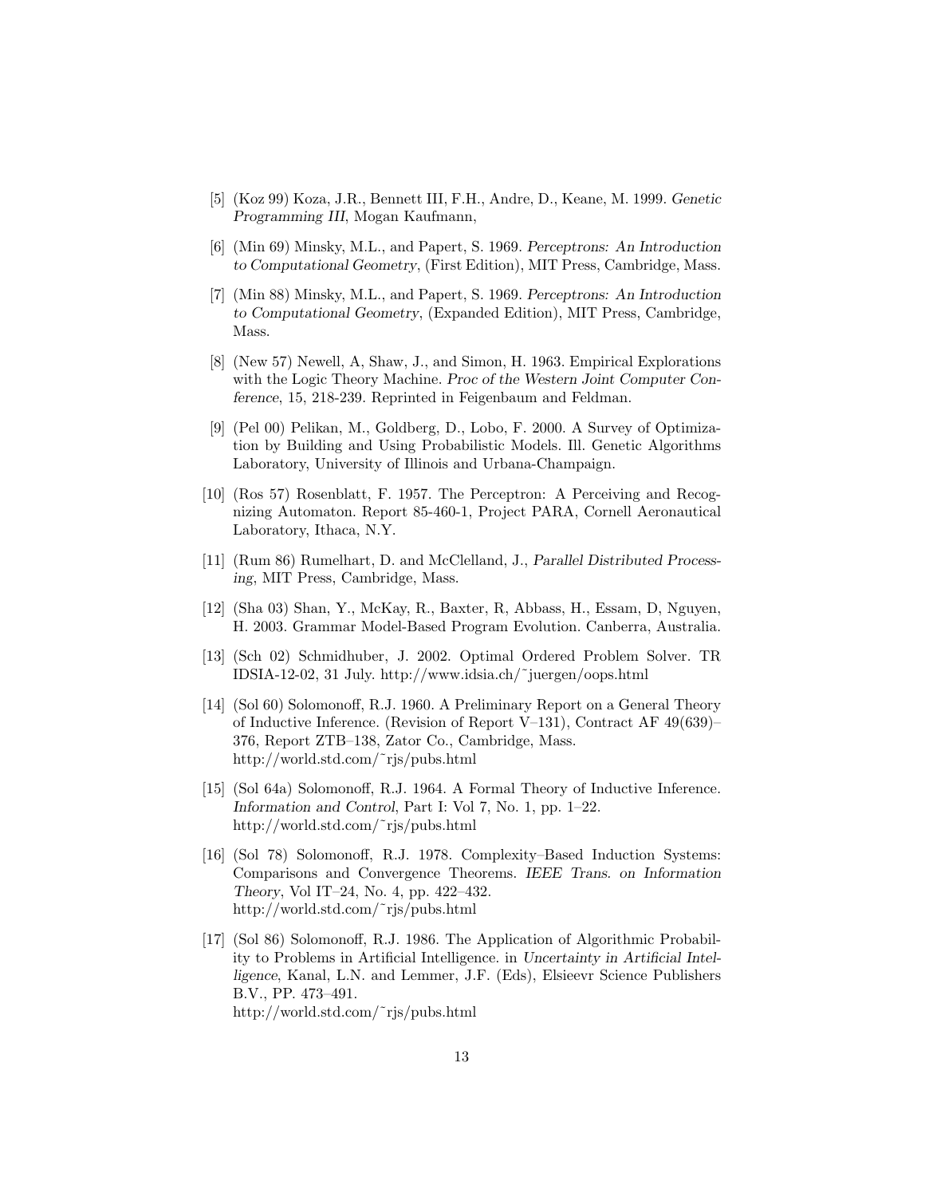[5] (Koz 99) Koza, J.R., Bennett III, F.H., Andre, D., Keane, M. 1999. *Genetic Programming III*, Mogan Kaufmann,

[6] (Min 69) Minsky, M.L., and Papert, S. 1969. *Perceptrons: An Introduction to Computational Geometry*, (First Edition), MIT Press, Cambridge, Mass.

[7] (Min 88) Minsky, M.L., and Papert, S. 1969. *Perceptrons: An Introduction to Computational Geometry*, (Expanded Edition), MIT Press, Cambridge, Mass.

[8] (New 57) Newell, A, Shaw, J., and Simon, H. 1963. Empirical Explorations with the Logic Theory Machine. *Proc of the Western Joint Computer Conference*, 15, 218-239. Reprinted in Feigenbaum and Feldman.

[9] (Pel 00) Pelikan, M., Goldberg, D., Lobo, F. 2000. A Survey of Optimization by Building and Using Probabilistic Models. Ill. Genetic Algorithms Laboratory, University of Illinois and Urbana-Champaign.

[10] (Ros 57) Rosenblatt, F. 1957. The Perceptron: A Perceiving and Recognizing Automaton. Report 85-460-1, Project PARA, Cornell Aeronautical Laboratory, Ithaca, N.Y.

[11] (Rum 86) Rumelhart, D. and McClelland, J., *Parallel Distributed Processing*, MIT Press, Cambridge, Mass.

[12] (Sha 03) Shan, Y., McKay, R., Baxter, R, Abbass, H., Essam, D, Nguyen, H. 2003. Grammar Model-Based Program Evolution. Canberra, Australia.

[13] (Sch 02) Schmidhuber, J. 2002. Optimal Ordered Problem Solver. TR IDSIA-12-02, 31 July. http://www.idsia.ch/˜juergen/oops.html

[14] (Sol 60) Solomonoff, R.J. 1960. A Preliminary Report on a General Theory of Inductive Inference. (Revision of Report V–131), Contract AF 49(639)–376, Report ZTB–138, Zator Co., Cambridge, Mass.
http://world.std.com/˜rjs/pubs.html

[15] (Sol 64a) Solomonoff, R.J. 1964. A Formal Theory of Inductive Inference. *Information and Control*, Part I: Vol 7, No. 1, pp. 1–22.
http://world.std.com/˜rjs/pubs.html

[16] (Sol 78) Solomonoff, R.J. 1978. Complexity–Based Induction Systems: Comparisons and Convergence Theorems. *IEEE Trans. on Information Theory*, Vol IT–24, No. 4, pp. 422–432.
http://world.std.com/˜rjs/pubs.html

[17] (Sol 86) Solomonoff, R.J. 1986. The Application of Algorithmic Probability to Problems in Artificial Intelligence. in *Uncertainty in Artificial Intelligence*, Kanal, L.N. and Lemmer, J.F. (Eds), Elsieevr Science Publishers B.V., PP. 473–491.
http://world.std.com/˜rjs/pubs.html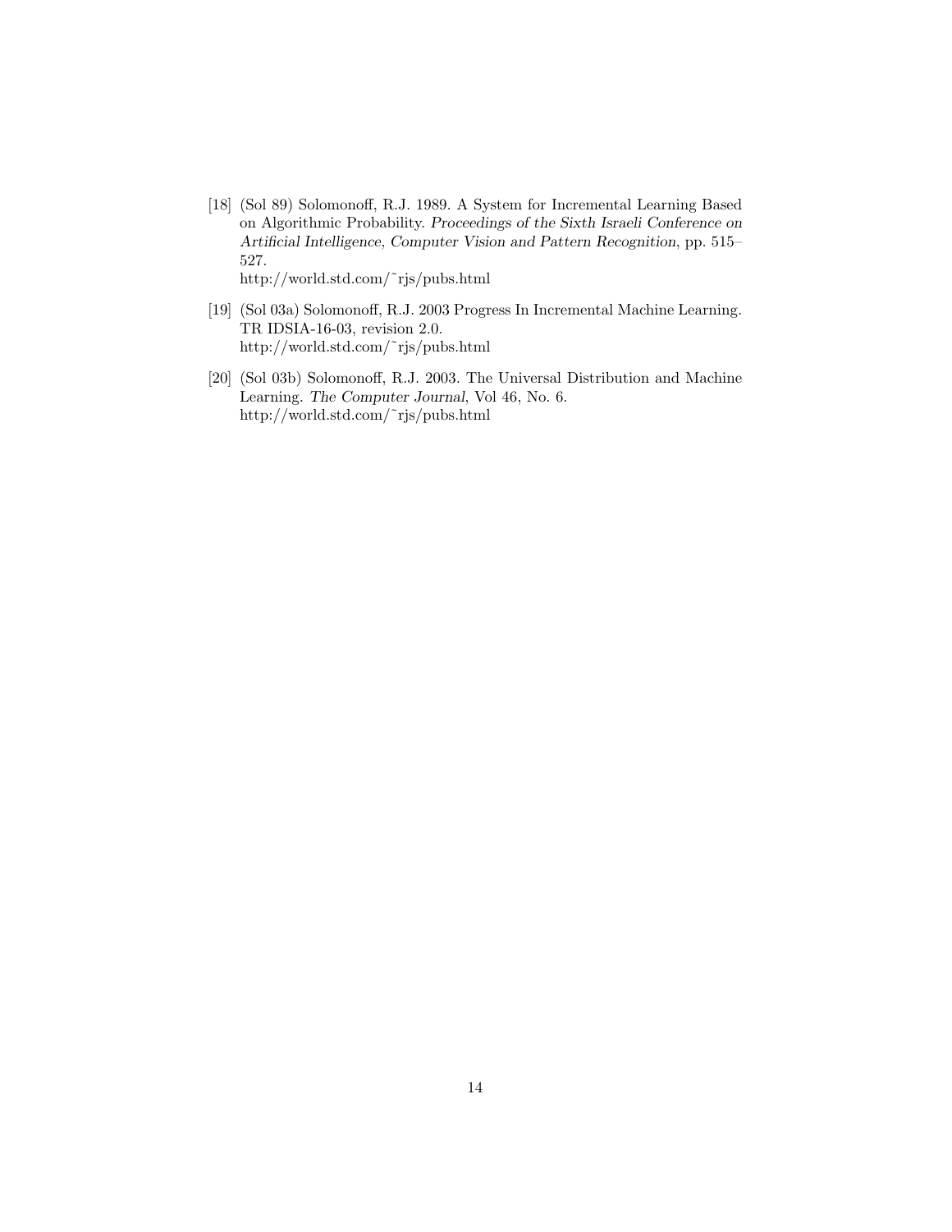[18] (Sol 89) Solomonoff, R.J. 1989. A System for Incremental Learning Based on Algorithmic Probability. *Proceedings of the Sixth Israeli Conference on Artificial Intelligence, Computer Vision and Pattern Recognition*, pp. 515–527.
http://world.std.com/˜rjs/pubs.html

[19] (Sol 03a) Solomonoff, R.J. 2003 Progress In Incremental Machine Learning. TR IDSIA-16-03, revision 2.0.
http://world.std.com/˜rjs/pubs.html

[20] (Sol 03b) Solomonoff, R.J. 2003. The Universal Distribution and Machine Learning. *The Computer Journal*, Vol 46, No. 6.
http://world.std.com/˜rjs/pubs.html